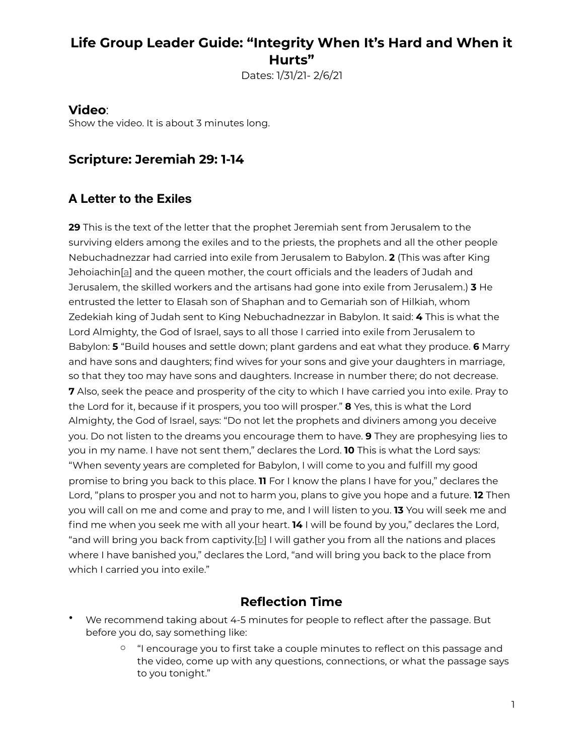# Life Group Leader Guide: "Integrity When It's Hard and When it Hurts"

Dates: 1/31/21- 2/6/21

## Video:

Show the video. It is about 3 minutes long.

## Scripture: Jeremiah 29: 1-14

## A Letter to the Exiles

**29** This is the text of the letter that the prophet Jeremiah sent from Jerusalem to the surviving elders among the exiles and to the priests, the prophets and all the other people Nebuchadnezzar had carried into exile from Jerusalem to Babylon. **2** (This was after King Jehoiachin[a] and the queen mother, the court officials and the leaders of Judah and Jerusalem, the skilled workers and the artisans had gone into exile from Jerusalem.) **3** He entrusted the letter to Elasah son of Shaphan and to Gemariah son of Hilkiah, whom Zedekiah king of Judah sent to King Nebuchadnezzar in Babylon. It said: **4** This is what the Lord Almighty, the God of Israel, says to all those I carried into exile from Jerusalem to Babylon: **5** "Build houses and settle down; plant gardens and eat what they produce. **6** Marry and have sons and daughters; find wives for your sons and give your daughters in marriage, so that they too may have sons and daughters. Increase in number there; do not decrease. **7** Also, seek the peace and prosperity of the city to which I have carried you into exile. Pray to the Lord for it, because if it prospers, you too will prosper." **8** Yes, this is what the Lord Almighty, the God of Israel, says: "Do not let the prophets and diviners among you deceive you. Do not listen to the dreams you encourage them to have. **9** They are prophesying lies to you in my name. I have not sent them," declares the Lord. **10** This is what the Lord says: "When seventy years are completed for Babylon, I will come to you and fulfill my good promise to bring you back to this place. **11** For I know the plans I have for you," declares the Lord, "plans to prosper you and not to harm you, plans to give you hope and a future. **12** Then you will call on me and come and pray to me, and I will listen to you. **13** You will seek me and find me when you seek me with all your heart. **14** I will be found by you," declares the Lord, "and will bring you back from captivity.[b] I will gather you from all the nations and places where I have banished you," declares the Lord, "and will bring you back to the place from which I carried you into exile."

## Reflection Time

- We recommend taking about 4-5 minutes for people to reflect after the passage. But before you do, say something like:
  - "I encourage you to first take a couple minutes to reflect on this passage and the video, come up with any questions, connections, or what the passage says to you tonight."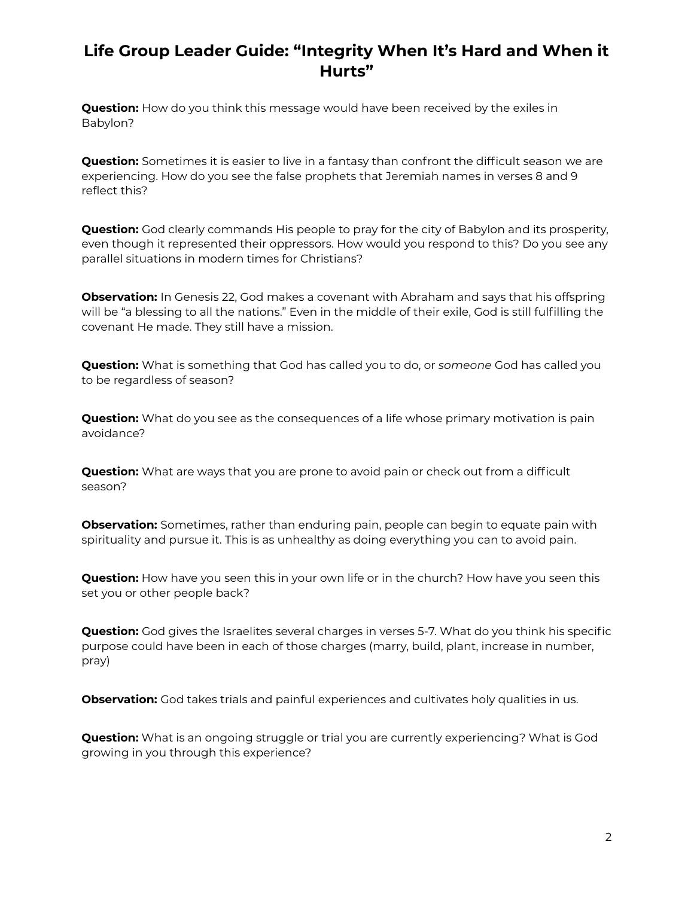# Life Group Leader Guide: "Integrity When It's Hard and When it Hurts"

**Question:** How do you think this message would have been received by the exiles in Babylon?

**Question:** Sometimes it is easier to live in a fantasy than confront the difficult season we are experiencing. How do you see the false prophets that Jeremiah names in verses 8 and 9 reflect this?

**Question:** God clearly commands His people to pray for the city of Babylon and its prosperity, even though it represented their oppressors. How would you respond to this? Do you see any parallel situations in modern times for Christians?

**Observation:** In Genesis 22, God makes a covenant with Abraham and says that his offspring will be "a blessing to all the nations." Even in the middle of their exile, God is still fulfilling the covenant He made. They still have a mission.

**Question:** What is something that God has called you to do, or *someone* God has called you to be regardless of season?

**Question:** What do you see as the consequences of a life whose primary motivation is pain avoidance?

**Question:** What are ways that you are prone to avoid pain or check out from a difficult season?

**Observation:** Sometimes, rather than enduring pain, people can begin to equate pain with spirituality and pursue it. This is as unhealthy as doing everything you can to avoid pain.

**Question:** How have you seen this in your own life or in the church? How have you seen this set you or other people back?

**Question:** God gives the Israelites several charges in verses 5-7. What do you think his specific purpose could have been in each of those charges (marry, build, plant, increase in number, pray)

**Observation:** God takes trials and painful experiences and cultivates holy qualities in us.

**Question:** What is an ongoing struggle or trial you are currently experiencing? What is God growing in you through this experience?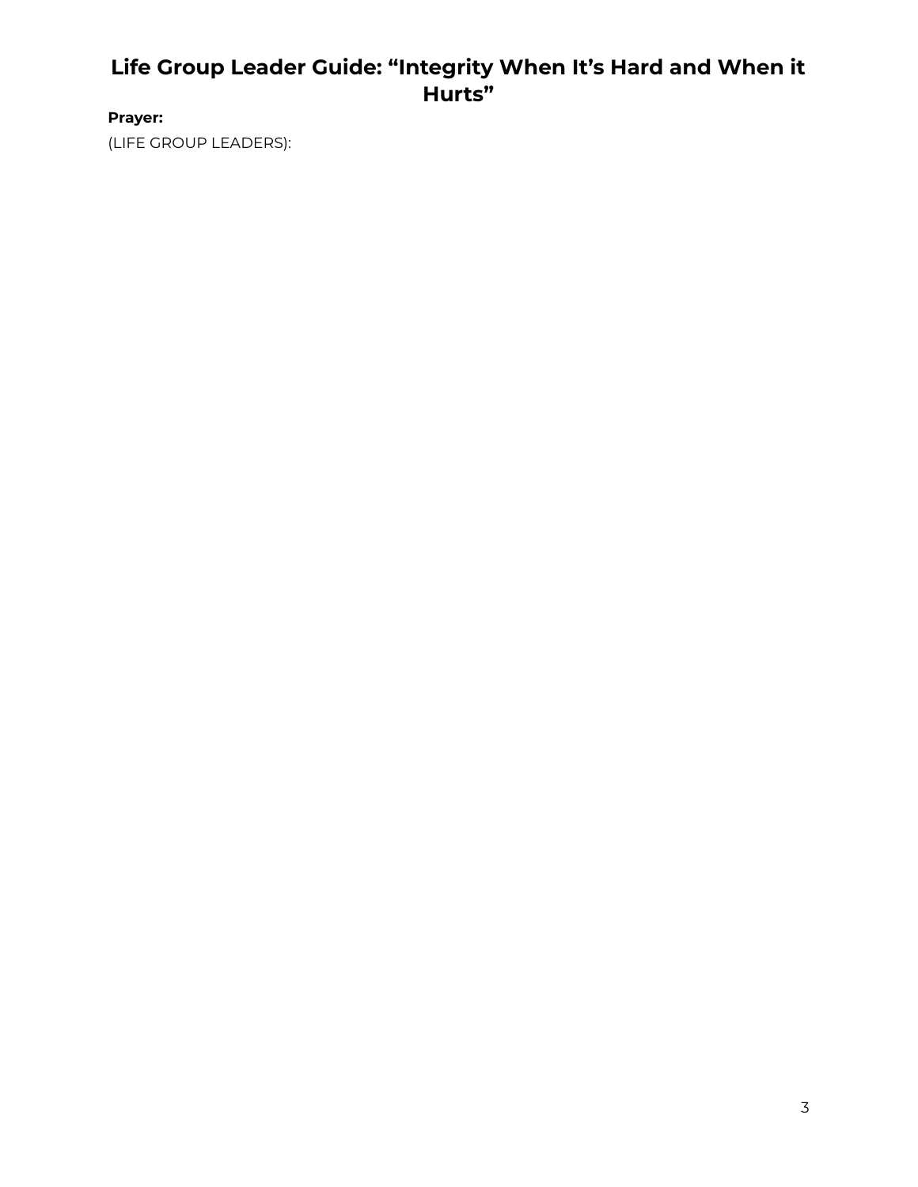# Life Group Leader Guide: “Integrity When It’s Hard and When it Hurts”

**Prayer:**

(LIFE GROUP LEADERS):